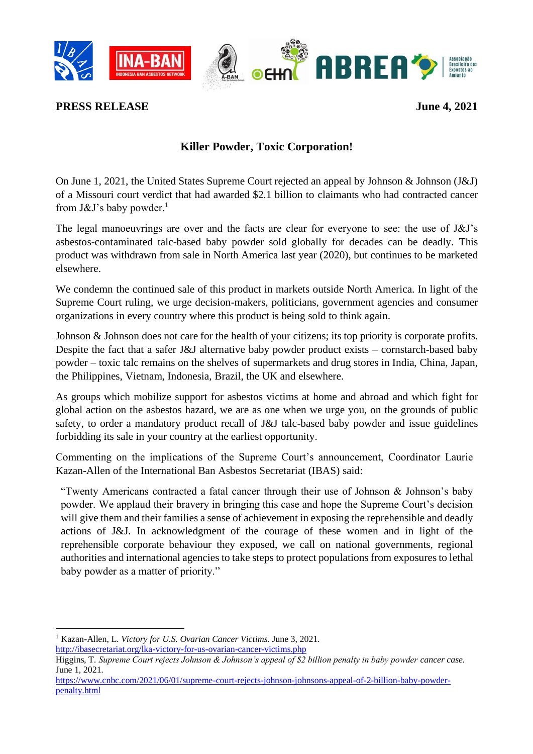**PRESS RELEASE** **June 4, 2021**

## Killer Powder, Toxic Corporation!

On June 1, 2021, the United States Supreme Court rejected an appeal by Johnson & Johnson (J&J) of a Missouri court verdict that had awarded $2.1 billion to claimants who had contracted cancer from J&J's baby powder.[1]

The legal manoeuvrings are over and the facts are clear for everyone to see: the use of J&J's asbestos-contaminated talc-based baby powder sold globally for decades can be deadly. This product was withdrawn from sale in North America last year (2020), but continues to be marketed elsewhere.

We condemn the continued sale of this product in markets outside North America. In light of the Supreme Court ruling, we urge decision-makers, politicians, government agencies and consumer organizations in every country where this product is being sold to think again.

Johnson & Johnson does not care for the health of your citizens; its top priority is corporate profits. Despite the fact that a safer J&J alternative baby powder product exists – cornstarch-based baby powder – toxic talc remains on the shelves of supermarkets and drug stores in India, China, Japan, the Philippines, Vietnam, Indonesia, Brazil, the UK and elsewhere.

As groups which mobilize support for asbestos victims at home and abroad and which fight for global action on the asbestos hazard, we are as one when we urge you, on the grounds of public safety, to order a mandatory product recall of J&J talc-based baby powder and issue guidelines forbidding its sale in your country at the earliest opportunity.

Commenting on the implications of the Supreme Court's announcement, Coordinator Laurie Kazan-Allen of the International Ban Asbestos Secretariat (IBAS) said:

> "Twenty Americans contracted a fatal cancer through their use of Johnson & Johnson's baby powder. We applaud their bravery in bringing this case and hope the Supreme Court's decision will give them and their families a sense of achievement in exposing the reprehensible and deadly actions of J&J. In acknowledgment of the courage of these women and in light of the reprehensible corporate behaviour they exposed, we call on national governments, regional authorities and international agencies to take steps to protect populations from exposures to lethal baby powder as a matter of priority."

---

[1] Kazan-Allen, L. *Victory for U.S. Ovarian Cancer Victims*. June 3, 2021. http://ibasecretariat.org/lka-victory-for-us-ovarian-cancer-victims.php
Higgins, T. *Supreme Court rejects Johnson & Johnson's appeal of $2 billion penalty in baby powder cancer case*. June 1, 2021. https://www.cnbc.com/2021/06/01/supreme-court-rejects-johnson-johnsons-appeal-of-2-billion-baby-powder-penalty.html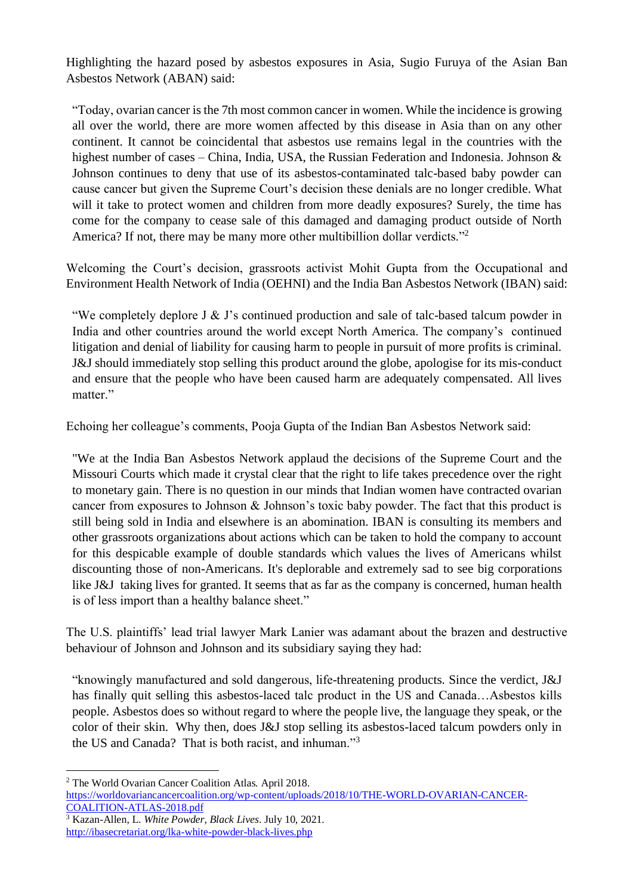Highlighting the hazard posed by asbestos exposures in Asia, Sugio Furuya of the Asian Ban Asbestos Network (ABAN) said:

> "Today, ovarian cancer is the 7th most common cancer in women. While the incidence is growing all over the world, there are more women affected by this disease in Asia than on any other continent. It cannot be coincidental that asbestos use remains legal in the countries with the highest number of cases – China, India, USA, the Russian Federation and Indonesia. Johnson & Johnson continues to deny that use of its asbestos-contaminated talc-based baby powder can cause cancer but given the Supreme Court's decision these denials are no longer credible. What will it take to protect women and children from more deadly exposures? Surely, the time has come for the company to cease sale of this damaged and damaging product outside of North America? If not, there may be many more other multibillion dollar verdicts."[2]

Welcoming the Court's decision, grassroots activist Mohit Gupta from the Occupational and Environment Health Network of India (OEHNI) and the India Ban Asbestos Network (IBAN) said:

> "We completely deplore J & J's continued production and sale of talc-based talcum powder in India and other countries around the world except North America. The company's continued litigation and denial of liability for causing harm to people in pursuit of more profits is criminal. J&J should immediately stop selling this product around the globe, apologise for its mis-conduct and ensure that the people who have been caused harm are adequately compensated. All lives matter."

Echoing her colleague's comments, Pooja Gupta of the Indian Ban Asbestos Network said:

> "We at the India Ban Asbestos Network applaud the decisions of the Supreme Court and the Missouri Courts which made it crystal clear that the right to life takes precedence over the right to monetary gain. There is no question in our minds that Indian women have contracted ovarian cancer from exposures to Johnson & Johnson's toxic baby powder. The fact that this product is still being sold in India and elsewhere is an abomination. IBAN is consulting its members and other grassroots organizations about actions which can be taken to hold the company to account for this despicable example of double standards which values the lives of Americans whilst discounting those of non-Americans. It's deplorable and extremely sad to see big corporations like J&J taking lives for granted. It seems that as far as the company is concerned, human health is of less import than a healthy balance sheet."

The U.S. plaintiffs' lead trial lawyer Mark Lanier was adamant about the brazen and destructive behaviour of Johnson and Johnson and its subsidiary saying they had:

> "knowingly manufactured and sold dangerous, life-threatening products. Since the verdict, J&J has finally quit selling this asbestos-laced talc product in the US and Canada…Asbestos kills people. Asbestos does so without regard to where the people live, the language they speak, or the color of their skin. Why then, does J&J stop selling its asbestos-laced talcum powders only in the US and Canada? That is both racist, and inhuman."[3]

---

[2] The World Ovarian Cancer Coalition Atlas. April 2018. https://worldovariancancercoalition.org/wp-content/uploads/2018/10/THE-WORLD-OVARIAN-CANCER-COALITION-ATLAS-2018.pdf

[3] Kazan-Allen, L. *White Powder, Black Lives*. July 10, 2021. http://ibasecretariat.org/lka-white-powder-black-lives.php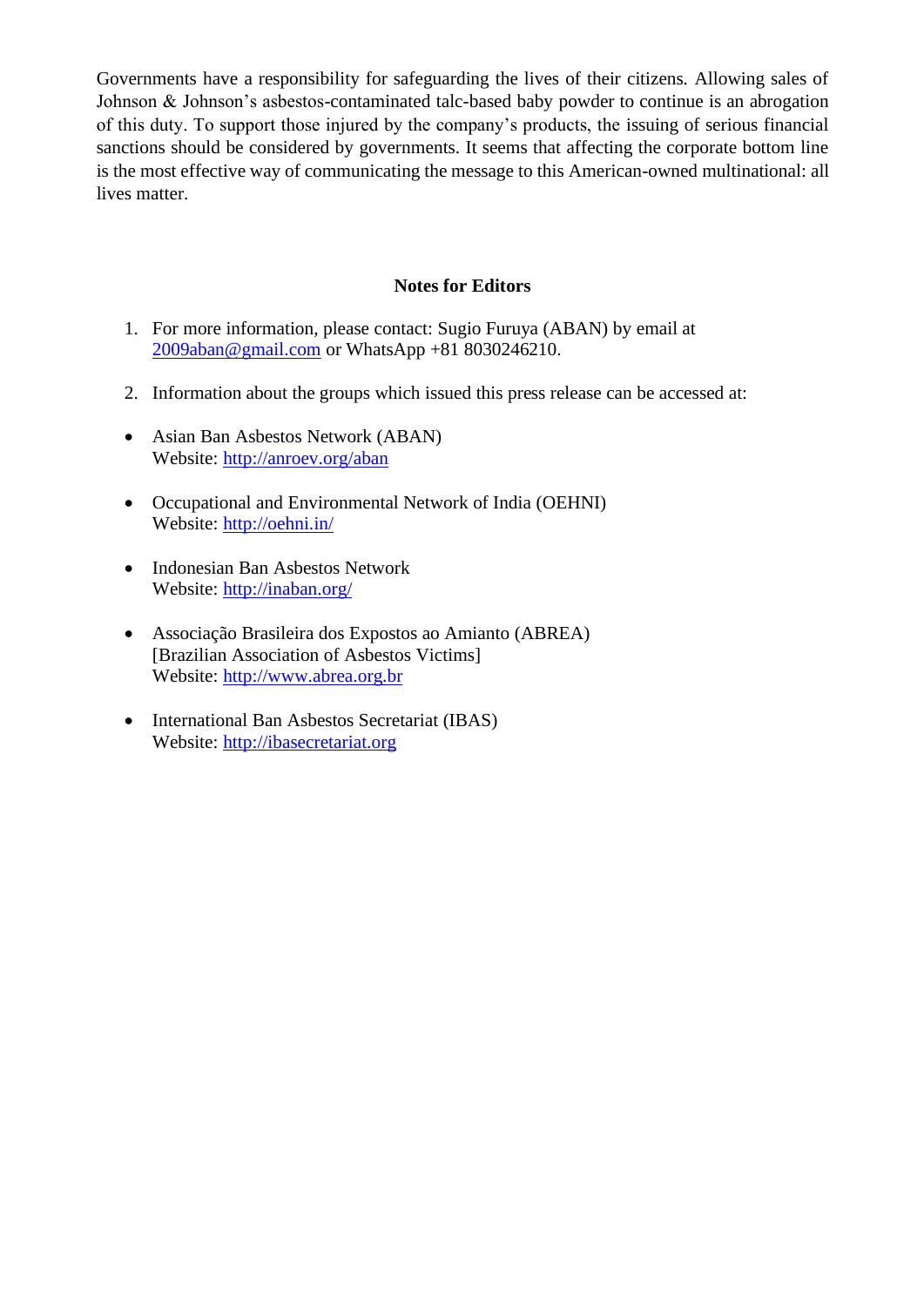Governments have a responsibility for safeguarding the lives of their citizens. Allowing sales of Johnson & Johnson's asbestos-contaminated talc-based baby powder to continue is an abrogation of this duty. To support those injured by the company's products, the issuing of serious financial sanctions should be considered by governments. It seems that affecting the corporate bottom line is the most effective way of communicating the message to this American-owned multinational: all lives matter.

## Notes for Editors

1. For more information, please contact: Sugio Furuya (ABAN) by email at 2009aban@gmail.com or WhatsApp +81 8030246210.

2. Information about the groups which issued this press release can be accessed at:

- Asian Ban Asbestos Network (ABAN)
  Website: http://anroev.org/aban

- Occupational and Environmental Network of India (OEHNI)
  Website: http://oehni.in/

- Indonesian Ban Asbestos Network
  Website: http://inaban.org/

- Associação Brasileira dos Expostos ao Amianto (ABREA)
  [Brazilian Association of Asbestos Victims]
  Website: http://www.abrea.org.br

- International Ban Asbestos Secretariat (IBAS)
  Website: http://ibasecretariat.org